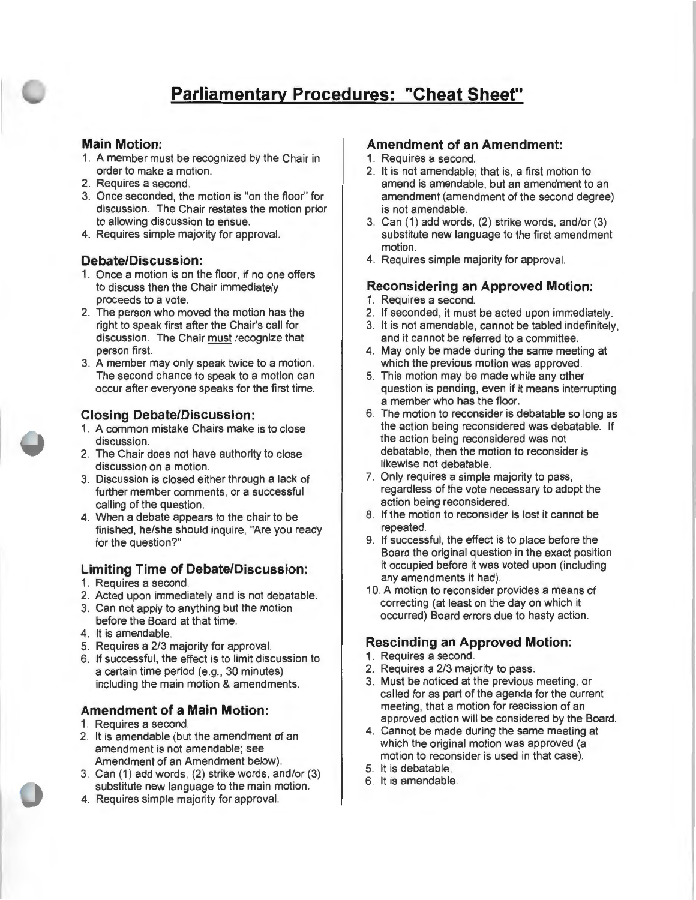# Parliamentary Procedures: "Cheat Sheet"

## Main Motion:

1. A member must be recognized by the Chair in order to make a motion.
2. Requires a second.
3. Once seconded, the motion is "on the floor" for discussion. The Chair restates the motion prior to allowing discussion to ensue.
4. Requires simple majority for approval.

## Debate/Discussion:

1. Once a motion is on the floor, if no one offers to discuss then the Chair immediately proceeds to a vote.
2. The person who moved the motion has the right to speak first after the Chair's call for discussion. The Chair must recognize that person first.
3. A member may only speak twice to a motion. The second chance to speak to a motion can occur after everyone speaks for the first time.

## Closing Debate/Discussion:

1. A common mistake Chairs make is to close discussion.
2. The Chair does not have authority to close discussion on a motion.
3. Discussion is closed either through a lack of further member comments, or a successful calling of the question.
4. When a debate appears to the chair to be finished, he/she should inquire, "Are you ready for the question?"

## Limiting Time of Debate/Discussion:

1. Requires a second.
2. Acted upon immediately and is not debatable.
3. Can not apply to anything but the motion before the Board at that time.
4. It is amendable.
5. Requires a 2/3 majority for approval.
6. If successful, the effect is to limit discussion to a certain time period (e.g., 30 minutes) including the main motion & amendments.

## Amendment of a Main Motion:

1. Requires a second.
2. It is amendable (but the amendment of an amendment is not amendable; see Amendment of an Amendment below).
3. Can (1) add words, (2) strike words, and/or (3) substitute new language to the main motion.
4. Requires simple majority for approval.

## Amendment of an Amendment:

1. Requires a second.
2. It is not amendable; that is, a first motion to amend is amendable, but an amendment to an amendment (amendment of the second degree) is not amendable.
3. Can (1) add words, (2) strike words, and/or (3) substitute new language to the first amendment motion.
4. Requires simple majority for approval.

## Reconsidering an Approved Motion:

1. Requires a second.
2. If seconded, it must be acted upon immediately.
3. It is not amendable, cannot be tabled indefinitely, and it cannot be referred to a committee.
4. May only be made during the same meeting at which the previous motion was approved.
5. This motion may be made while any other question is pending, even if it means interrupting a member who has the floor.
6. The motion to reconsider is debatable so long as the action being reconsidered was debatable. If the action being reconsidered was not debatable, then the motion to reconsider is likewise not debatable.
7. Only requires a simple majority to pass, regardless of the vote necessary to adopt the action being reconsidered.
8. If the motion to reconsider is lost it cannot be repeated.
9. If successful, the effect is to place before the Board the original question in the exact position it occupied before it was voted upon (including any amendments it had).
10. A motion to reconsider provides a means of correcting (at least on the day on which it occurred) Board errors due to hasty action.

## Rescinding an Approved Motion:

1. Requires a second.
2. Requires a 2/3 majority to pass.
3. Must be noticed at the previous meeting, or called for as part of the agenda for the current meeting, that a motion for rescission of an approved action will be considered by the Board.
4. Cannot be made during the same meeting at which the original motion was approved (a motion to reconsider is used in that case).
5. It is debatable.
6. It is amendable.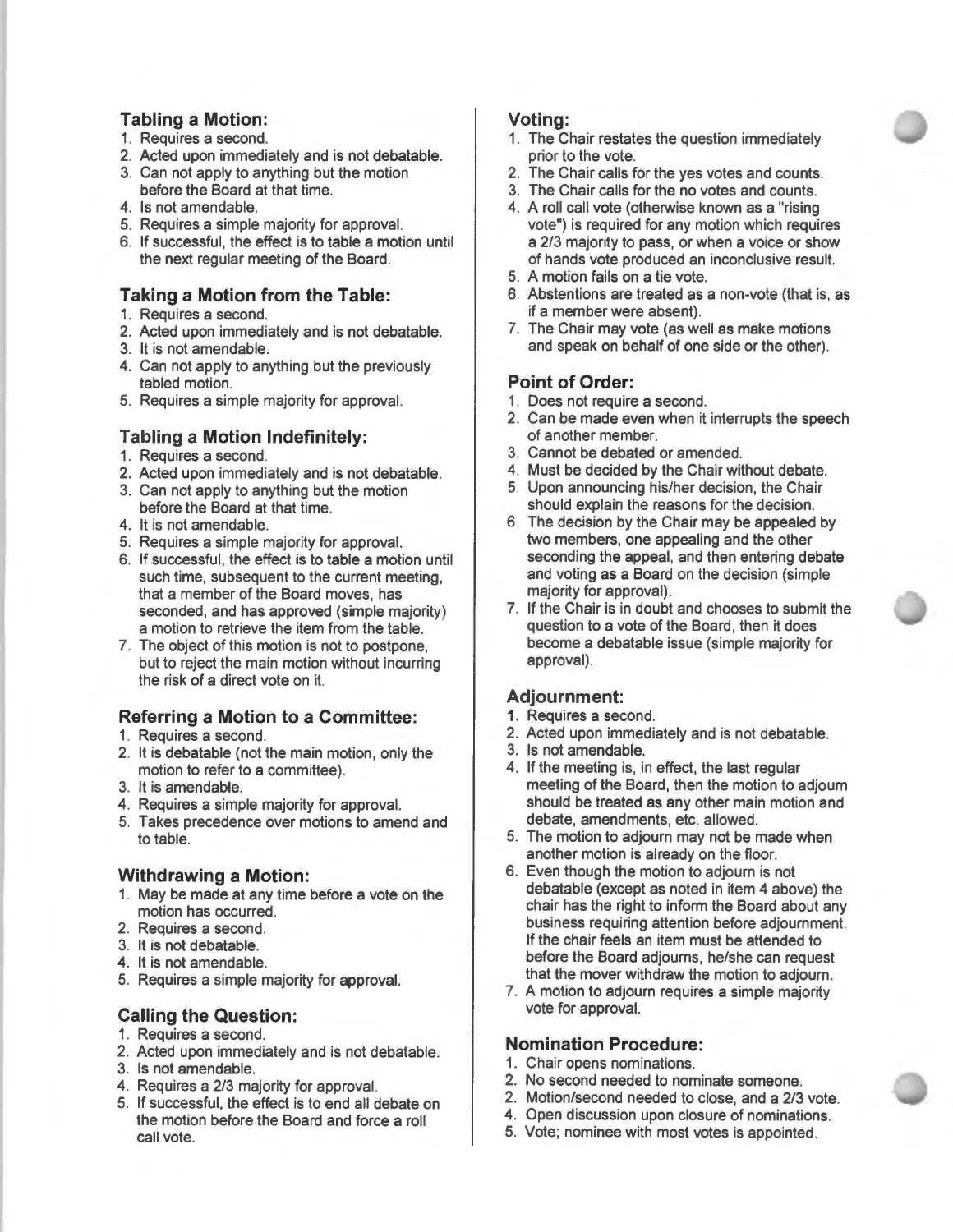### Tabling a Motion:

1. Requires a second.
2. Acted upon immediately and is not debatable.
3. Can not apply to anything but the motion before the Board at that time.
4. Is not amendable.
5. Requires a simple majority for approval.
6. If successful, the effect is to table a motion until the next regular meeting of the Board.

### Taking a Motion from the Table:

1. Requires a second.
2. Acted upon immediately and is not debatable.
3. It is not amendable.
4. Can not apply to anything but the previously tabled motion.
5. Requires a simple majority for approval.

### Tabling a Motion Indefinitely:

1. Requires a second.
2. Acted upon immediately and is not debatable.
3. Can not apply to anything but the motion before the Board at that time.
4. It is not amendable.
5. Requires a simple majority for approval.
6. If successful, the effect is to table a motion until such time, subsequent to the current meeting, that a member of the Board moves, has seconded, and has approved (simple majority) a motion to retrieve the item from the table.
7. The object of this motion is not to postpone, but to reject the main motion without incurring the risk of a direct vote on it.

### Referring a Motion to a Committee:

1. Requires a second.
2. It is debatable (not the main motion, only the motion to refer to a committee).
3. It is amendable.
4. Requires a simple majority for approval.
5. Takes precedence over motions to amend and to table.

### Withdrawing a Motion:

1. May be made at any time before a vote on the motion has occurred.
2. Requires a second.
3. It is not debatable.
4. It is not amendable.
5. Requires a simple majority for approval.

### Calling the Question:

1. Requires a second.
2. Acted upon immediately and is not debatable.
3. Is not amendable.
4. Requires a 2/3 majority for approval.
5. If successful, the effect is to end all debate on the motion before the Board and force a roll call vote.

### Voting:

1. The Chair restates the question immediately prior to the vote.
2. The Chair calls for the yes votes and counts.
3. The Chair calls for the no votes and counts.
4. A roll call vote (otherwise known as a "rising vote") is required for any motion which requires a 2/3 majority to pass, or when a voice or show of hands vote produced an inconclusive result.
5. A motion fails on a tie vote.
6. Abstentions are treated as a non-vote (that is, as if a member were absent).
7. The Chair may vote (as well as make motions and speak on behalf of one side or the other).

### Point of Order:

1. Does not require a second.
2. Can be made even when it interrupts the speech of another member.
3. Cannot be debated or amended.
4. Must be decided by the Chair without debate.
5. Upon announcing his/her decision, the Chair should explain the reasons for the decision.
6. The decision by the Chair may be appealed by two members, one appealing and the other seconding the appeal, and then entering debate and voting as a Board on the decision (simple majority for approval).
7. If the Chair is in doubt and chooses to submit the question to a vote of the Board, then it does become a debatable issue (simple majority for approval).

### Adjournment:

1. Requires a second.
2. Acted upon immediately and is not debatable.
3. Is not amendable.
4. If the meeting is, in effect, the last regular meeting of the Board, then the motion to adjourn should be treated as any other main motion and debate, amendments, etc. allowed.
5. The motion to adjourn may not be made when another motion is already on the floor.
6. Even though the motion to adjourn is not debatable (except as noted in item 4 above) the chair has the right to inform the Board about any business requiring attention before adjournment. If the chair feels an item must be attended to before the Board adjourns, he/she can request that the mover withdraw the motion to adjourn.
7. A motion to adjourn requires a simple majority vote for approval.

### Nomination Procedure:

1. Chair opens nominations.
2. No second needed to nominate someone.
2. Motion/second needed to close, and a 2/3 vote.
4. Open discussion upon closure of nominations.
5. Vote; nominee with most votes is appointed.